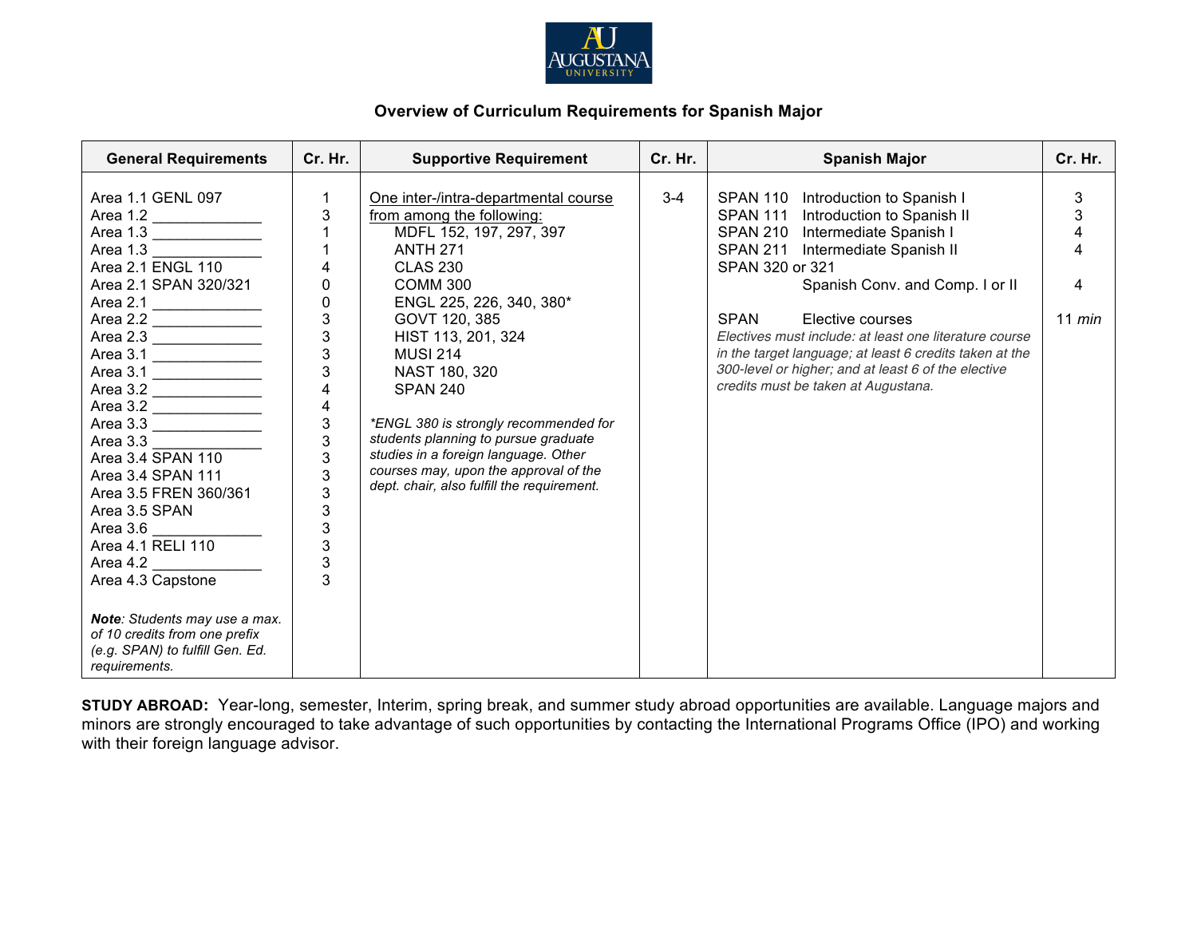Augustana University

### Overview of Curriculum Requirements for Spanish Major

| General Requirements | Cr. Hr. | Supportive Requirement | Cr. Hr. | Spanish Major | Cr. Hr. |
|---|---|---|---|---|---|
| Area 1.1 GENL 097 | 1 | One inter-/intra-departmental course from among the following: | 3-4 | SPAN 110 Introduction to Spanish I | 3 |
| Area 1.2 _____________ | 3 | MDFL 152, 197, 297, 397 | | SPAN 111 Introduction to Spanish II | 3 |
| Area 1.3 _____________ | 1 | ANTH 271 | | SPAN 210 Intermediate Spanish I | 4 |
| Area 1.3 _____________ | 1 | CLAS 230 | | SPAN 211 Intermediate Spanish II | 4 |
| Area 2.1 ENGL 110 | 4 | COMM 300 | | SPAN 320 or 321 | |
| Area 2.1 SPAN 320/321 | 0 | ENGL 225, 226, 340, 380* | | Spanish Conv. and Comp. I or II | 4 |
| Area 2.1 _____________ | 0 | GOVT 120, 385 | | | |
| Area 2.2 _____________ | 3 | HIST 113, 201, 324 | | SPAN Elective courses | 11 *min* |
| Area 2.3 _____________ | 3 | MUSI 214 | | *Electives must include: at least one literature course in the target language; at least 6 credits taken at the 300-level or higher; and at least 6 of the elective credits must be taken at Augustana.* | |
| Area 3.1 _____________ | 3 | NAST 180, 320 | | | |
| Area 3.1 _____________ | 3 | SPAN 240 | | | |
| Area 3.2 _____________ | 4 | | | | |
| Area 3.2 _____________ | 4 | *\*ENGL 380 is strongly recommended for students planning to pursue graduate studies in a foreign language. Other courses may, upon the approval of the dept. chair, also fulfill the requirement.* | | | |
| Area 3.3 _____________ | 3 | | | | |
| Area 3.3 _____________ | 3 | | | | |
| Area 3.4 SPAN 110 | 3 | | | | |
| Area 3.4 SPAN 111 | 3 | | | | |
| Area 3.5 FREN 360/361 | 3 | | | | |
| Area 3.5 SPAN | 3 | | | | |
| Area 3.6 _____________ | 3 | | | | |
| Area 4.1 RELI 110 | 3 | | | | |
| Area 4.2 _____________ | 3 | | | | |
| Area 4.3 Capstone | 3 | | | | |
| ***Note**: Students may use a max. of 10 credits from one prefix (e.g. SPAN) to fulfill Gen. Ed. requirements.* | | | | | |

**STUDY ABROAD:** Year-long, semester, Interim, spring break, and summer study abroad opportunities are available. Language majors and minors are strongly encouraged to take advantage of such opportunities by contacting the International Programs Office (IPO) and working with their foreign language advisor.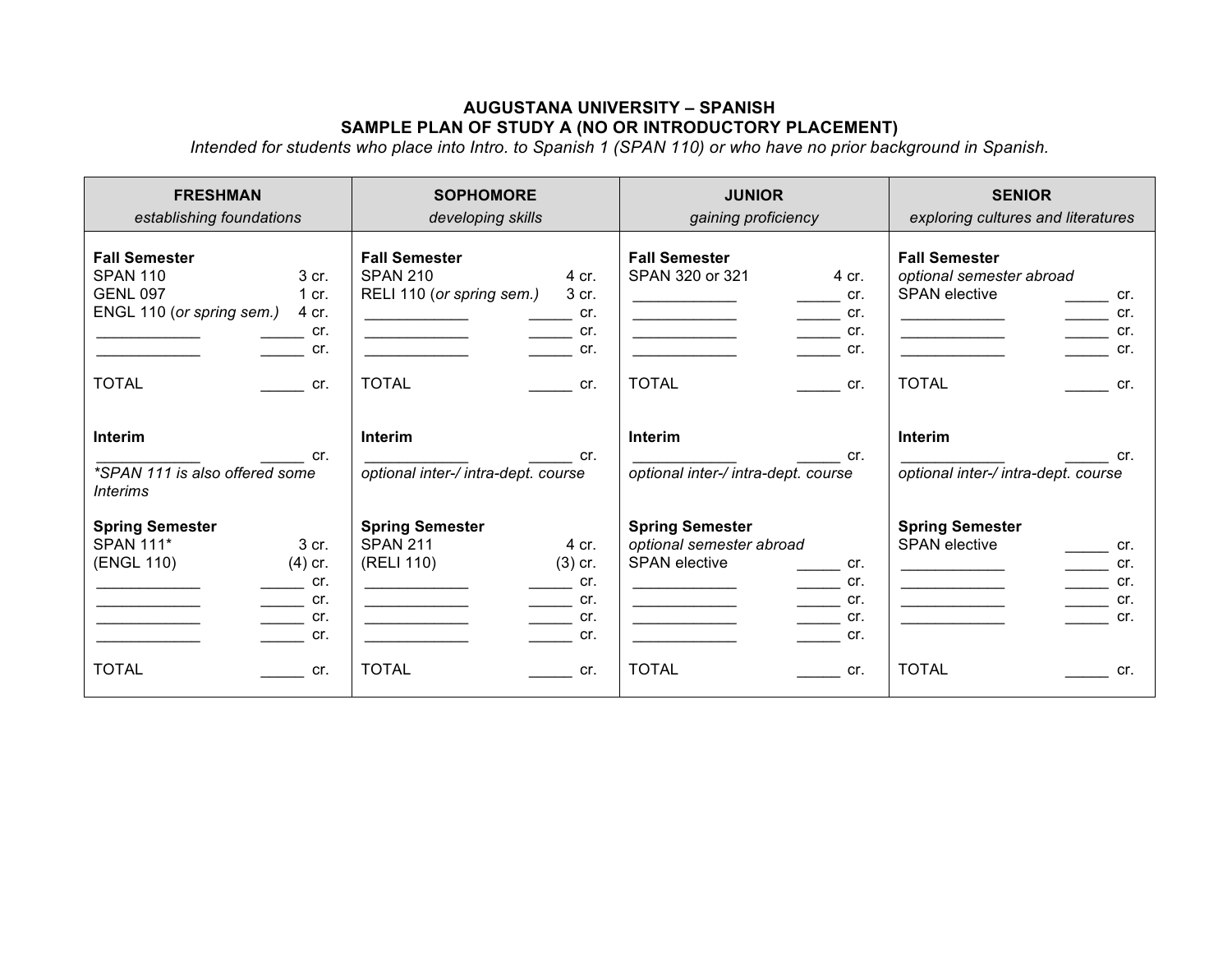**AUGUSTANA UNIVERSITY – SPANISH**
**SAMPLE PLAN OF STUDY A (NO OR INTRODUCTORY PLACEMENT)**
*Intended for students who place into Intro. to Spanish 1 (SPAN 110) or who have no prior background in Spanish.*

| **FRESHMAN** *establishing foundations* | | **SOPHOMORE** *developing skills* | | **JUNIOR** *gaining proficiency* | | **SENIOR** *exploring cultures and literatures* | |
|---|---|---|---|---|---|---|---|
| **Fall Semester** | | **Fall Semester** | | **Fall Semester** | | **Fall Semester** | |
| SPAN 110 | 3 cr. | SPAN 210 | 4 cr. | SPAN 320 or 321 | 4 cr. | *optional semester abroad* | |
| GENL 097 | 1 cr. | RELI 110 (*or spring sem.)* | 3 cr. | ____________ | _____ cr. | SPAN elective | _____ cr. |
| ENGL 110 (*or spring sem.)* | 4 cr. | ____________ | _____ cr. | ____________ | _____ cr. | ____________ | _____ cr. |
| ____________ | _____ cr. | ____________ | _____ cr. | ____________ | _____ cr. | ____________ | _____ cr. |
| ____________ | _____ cr. | ____________ | _____ cr. | ____________ | _____ cr. | ____________ | _____ cr. |
| TOTAL | _____ cr. | TOTAL | _____ cr. | TOTAL | _____ cr. | TOTAL | _____ cr. |
| **Interim** | | **Interim** | | **Interim** | | **Interim** | |
| ____________ | _____ cr. | ____________ | _____ cr. | ____________ | _____ cr. | ____________ | _____ cr. |
| *\*SPAN 111 is also offered some Interims* | | *optional inter-/ intra-dept. course* | | *optional inter-/ intra-dept. course* | | *optional inter-/ intra-dept. course* | |
| **Spring Semester** | | **Spring Semester** | | **Spring Semester** | | **Spring Semester** | |
| SPAN 111* | 3 cr. | SPAN 211 | 4 cr. | *optional semester abroad* | | SPAN elective | _____ cr. |
| (ENGL 110) | (4) cr. | (RELI 110) | (3) cr. | SPAN elective | _____ cr. | ____________ | _____ cr. |
| ____________ | _____ cr. | ____________ | _____ cr. | ____________ | _____ cr. | ____________ | _____ cr. |
| ____________ | _____ cr. | ____________ | _____ cr. | ____________ | _____ cr. | ____________ | _____ cr. |
| ____________ | _____ cr. | ____________ | _____ cr. | ____________ | _____ cr. | ____________ | _____ cr. |
| ____________ | _____ cr. | ____________ | _____ cr. | ____________ | _____ cr. | | |
| TOTAL | _____ cr. | TOTAL | _____ cr. | TOTAL | _____ cr. | TOTAL | _____ cr. |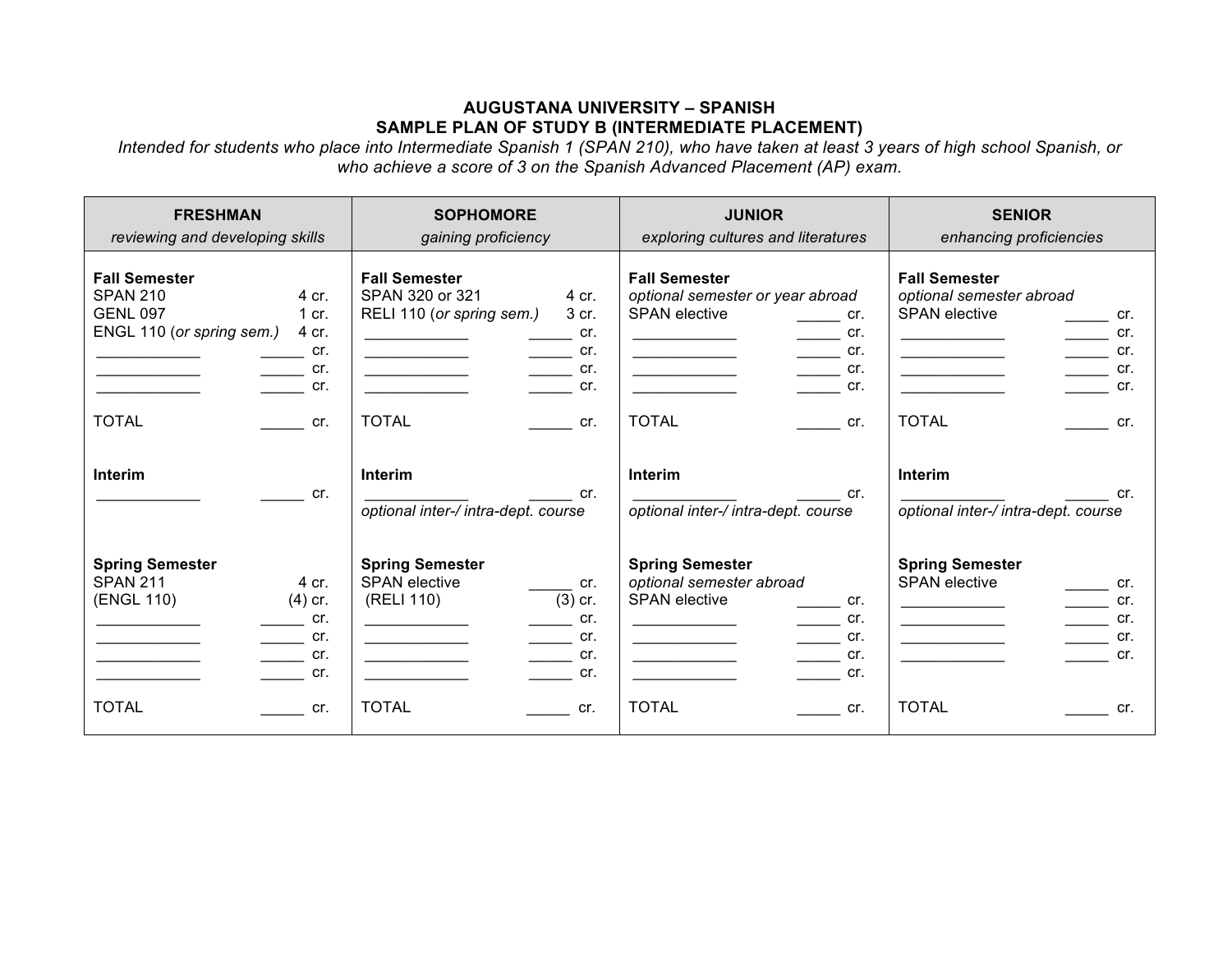**AUGUSTANA UNIVERSITY – SPANISH**
**SAMPLE PLAN OF STUDY B (INTERMEDIATE PLACEMENT)**

*Intended for students who place into Intermediate Spanish 1 (SPAN 210), who have taken at least 3 years of high school Spanish, or who achieve a score of 3 on the Spanish Advanced Placement (AP) exam.*

| **FRESHMAN** *reviewing and developing skills* | | **SOPHOMORE** *gaining proficiency* | | **JUNIOR** *exploring cultures and literatures* | | **SENIOR** *enhancing proficiencies* | |
|---|---|---|---|---|---|---|---|
| **Fall Semester** | | **Fall Semester** | | **Fall Semester** | | **Fall Semester** | |
| SPAN 210 | 4 cr. | SPAN 320 or 321 | 4 cr. | *optional semester or year abroad* | | *optional semester abroad* | |
| GENL 097 | 1 cr. | RELI 110 (*or spring sem.)* | 3 cr. | SPAN elective | _____ cr. | SPAN elective | _____ cr. |
| ENGL 110 (*or spring sem.)* | 4 cr. | ____________ | _____ cr. | ____________ | _____ cr. | ____________ | _____ cr. |
| ____________ | _____ cr. | ____________ | _____ cr. | ____________ | _____ cr. | ____________ | _____ cr. |
| ____________ | _____ cr. | ____________ | _____ cr. | ____________ | _____ cr. | ____________ | _____ cr. |
| ____________ | _____ cr. | ____________ | _____ cr. | ____________ | _____ cr. | ____________ | _____ cr. |
| TOTAL | _____ cr. | TOTAL | _____ cr. | TOTAL | _____ cr. | TOTAL | _____ cr. |
| **Interim** | | **Interim** | | **Interim** | | **Interim** | |
| ____________ | _____ cr. | ____________ | _____ cr. | ____________ | _____ cr. | ____________ | _____ cr. |
| | | *optional inter-/ intra-dept. course* | | *optional inter-/ intra-dept. course* | | *optional inter-/ intra-dept. course* | |
| **Spring Semester** | | **Spring Semester** | | **Spring Semester** | | **Spring Semester** | |
| SPAN 211 | 4 cr. | SPAN elective | _____ cr. | *optional semester abroad* | | SPAN elective | _____ cr. |
| (ENGL 110) | (4) cr. | (RELI 110) | (3) cr. | SPAN elective | _____ cr. | ____________ | _____ cr. |
| ____________ | _____ cr. | ____________ | _____ cr. | ____________ | _____ cr. | ____________ | _____ cr. |
| ____________ | _____ cr. | ____________ | _____ cr. | ____________ | _____ cr. | ____________ | _____ cr. |
| ____________ | _____ cr. | ____________ | _____ cr. | ____________ | _____ cr. | ____________ | _____ cr. |
| ____________ | _____ cr. | ____________ | _____ cr. | ____________ | _____ cr. | | |
| TOTAL | _____ cr. | TOTAL | _____ cr. | TOTAL | _____ cr. | TOTAL | _____ cr. |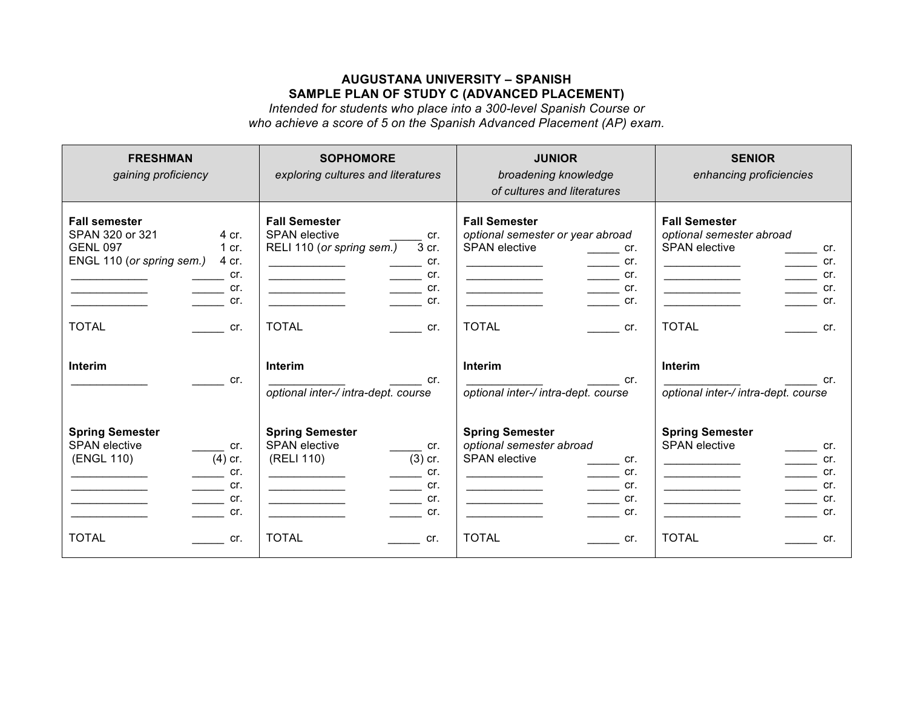**AUGUSTANA UNIVERSITY – SPANISH**
**SAMPLE PLAN OF STUDY C (ADVANCED PLACEMENT)**
*Intended for students who place into a 300-level Spanish Course or who achieve a score of 5 on the Spanish Advanced Placement (AP) exam.*

| **FRESHMAN** *gaining proficiency* | | **SOPHOMORE** *exploring cultures and literatures* | | **JUNIOR** *broadening knowledge of cultures and literatures* | | **SENIOR** *enhancing proficiencies* | |
|---|---|---|---|---|---|---|---|
| **Fall semester** | | **Fall Semester** | | **Fall Semester** | | **Fall Semester** | |
| SPAN 320 or 321 | 4 cr. | SPAN elective | _____ cr. | *optional semester or year abroad* | | *optional semester abroad* | |
| GENL 097 | 1 cr. | RELI 110 (*or spring sem.)* | 3 cr. | SPAN elective | _____ cr. | SPAN elective | _____ cr. |
| ENGL 110 (*or spring sem.)* | 4 cr. | ____________ | _____ cr. | ____________ | _____ cr. | ____________ | _____ cr. |
| ____________ | _____ cr. | ____________ | _____ cr. | ____________ | _____ cr. | ____________ | _____ cr. |
| ____________ | _____ cr. | ____________ | _____ cr. | ____________ | _____ cr. | ____________ | _____ cr. |
| ____________ | _____ cr. | ____________ | _____ cr. | ____________ | _____ cr. | ____________ | _____ cr. |
| TOTAL | _____ cr. | TOTAL | _____ cr. | TOTAL | _____ cr. | TOTAL | _____ cr. |
| **Interim** | | **Interim** | | **Interim** | | **Interim** | |
| ____________ | _____ cr. | ____________ | _____ cr. | ____________ | _____ cr. | ____________ | _____ cr. |
| | | *optional inter-/ intra-dept. course* | | *optional inter-/ intra-dept. course* | | *optional inter-/ intra-dept. course* | |
| **Spring Semester** | | **Spring Semester** | | **Spring Semester** | | **Spring Semester** | |
| SPAN elective | _____ cr. | SPAN elective | _____ cr. | *optional semester abroad* | | SPAN elective | _____ cr. |
| (ENGL 110) | (4) cr. | (RELI 110) | (3) cr. | SPAN elective | _____ cr. | ____________ | _____ cr. |
| ____________ | _____ cr. | ____________ | _____ cr. | ____________ | _____ cr. | ____________ | _____ cr. |
| ____________ | _____ cr. | ____________ | _____ cr. | ____________ | _____ cr. | ____________ | _____ cr. |
| ____________ | _____ cr. | ____________ | _____ cr. | ____________ | _____ cr. | ____________ | _____ cr. |
| ____________ | _____ cr. | ____________ | _____ cr. | ____________ | _____ cr. | ____________ | _____ cr. |
| TOTAL | _____ cr. | TOTAL | _____ cr. | TOTAL | _____ cr. | TOTAL | _____ cr. |